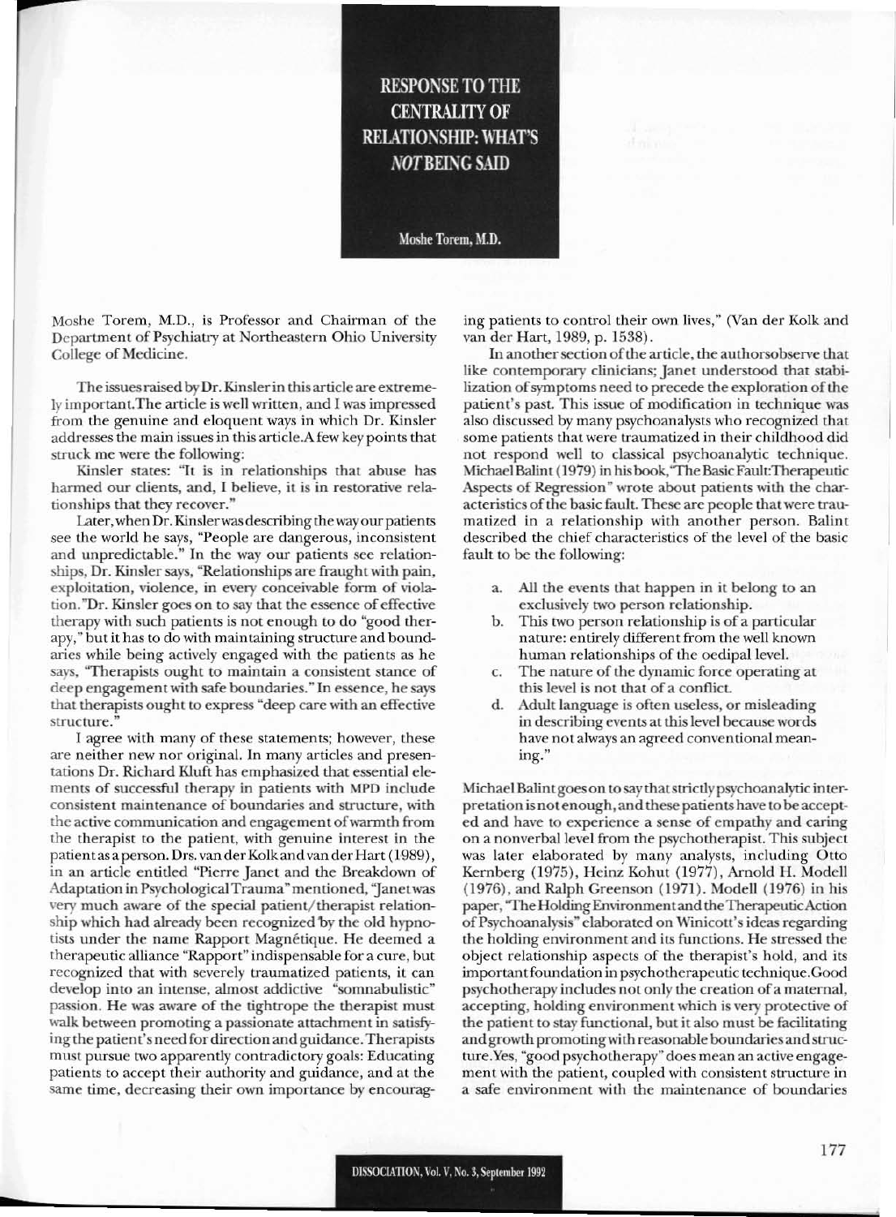# RESPONSE TO THE CENTRALITY OF RELATIONSHIP: WHAT'S *NOT* BEING SAID

**Moshe Torem, M.D.**

Moshe Torem, M.D., is Professor and Chairman of the Department of Psychiatry at Northeastern Ohio University College of Medicine.

The issues raised by Dr. Kinsler in this article are extremely important. The article is well written, and I was impressed from the genuine and eloquent ways in which Dr. Kinsler addresses the main issues in this article. A few key points that struck me were the following:

Kinsler states: "It is in relationships that abuse has harmed our clients, and, I believe, it is in restorative relationships that they recover."

Later, when Dr. Kinsler was describing the way our patients see the world he says, "People are dangerous, inconsistent and unpredictable." In the way our patients see relationships, Dr. Kinsler says, "Relationships are fraught with pain, exploitation, violence, in every conceivable form of violation." Dr. Kinsler goes on to say that the essence of effective therapy with such patients is not enough to do "good therapy," but it has to do with maintaining structure and boundaries while being actively engaged with the patients as he says, "Therapists ought to maintain a consistent stance of deep engagement with safe boundaries." In essence, he says that therapists ought to express "deep care with an effective structure."

I agree with many of these statements; however, these are neither new nor original. In many articles and presentations Dr. Richard Kluft has emphasized that essential elements of successful therapy in patients with MPD include consistent maintenance of boundaries and structure, with the active communication and engagement of warmth from the therapist to the patient, with genuine interest in the patient as a person. Drs. van der Kolk and van der Hart (1989), in an article entitled "Pierre Janet and the Breakdown of Adaptation in Psychological Trauma" mentioned, "Janet was very much aware of the special patient/therapist relationship which had already been recognized by the old hypnotists under the name Rapport Magnétique. He deemed a therapeutic alliance "Rapport" indispensable for a cure, but recognized that with severely traumatized patients, it can develop into an intense, almost addictive "somnabulistic" passion. He was aware of the tightrope the therapist must walk between promoting a passionate attachment in satisfying the patient's need for direction and guidance. Therapists must pursue two apparently contradictory goals: Educating patients to accept their authority and guidance, and at the same time, decreasing their own importance by encouraging patients to control their own lives," (Van der Kolk and van der Hart, 1989, p. 1538).

In another section of the article, the authors observe that like contemporary clinicians; Janet understood that stabilization of symptoms need to precede the exploration of the patient's past. This issue of modification in technique was also discussed by many psychoanalysts who recognized that some patients that were traumatized in their childhood did not respond well to classical psychoanalytic technique. Michael Balint (1979) in his book, "The Basic Fault: Therapeutic Aspects of Regression" wrote about patients with the characteristics of the basic fault. These are people that were traumatized in a relationship with another person. Balint described the chief characteristics of the level of the basic fault to be the following:

a. All the events that happen in it belong to an exclusively two person relationship.
b. This two person relationship is of a particular nature: entirely different from the well known human relationships of the oedipal level.
c. The nature of the dynamic force operating at this level is not that of a conflict.
d. Adult language is often useless, or misleading in describing events at this level because words have not always an agreed conventional meaning."

Michael Balint goes on to say that strictly psychoanalytic interpretation is not enough, and these patients have to be accepted and have to experience a sense of empathy and caring on a nonverbal level from the psychotherapist. This subject was later elaborated by many analysts, including Otto Kernberg (1975), Heinz Kohut (1977), Arnold H. Modell (1976), and Ralph Greenson (1971). Modell (1976) in his paper, "The Holding Environment and the Therapeutic Action of Psychoanalysis" elaborated on Winicott's ideas regarding the holding environment and its functions. He stressed the object relationship aspects of the therapist's hold, and its important foundation in psychotherapeutic technique. Good psychotherapy includes not only the creation of a maternal, accepting, holding environment which is very protective of the patient to stay functional, but it also must be facilitating and growth promoting with reasonable boundaries and structure. Yes, "good psychotherapy" does mean an active engagement with the patient, coupled with consistent structure in a safe environment with the maintenance of boundaries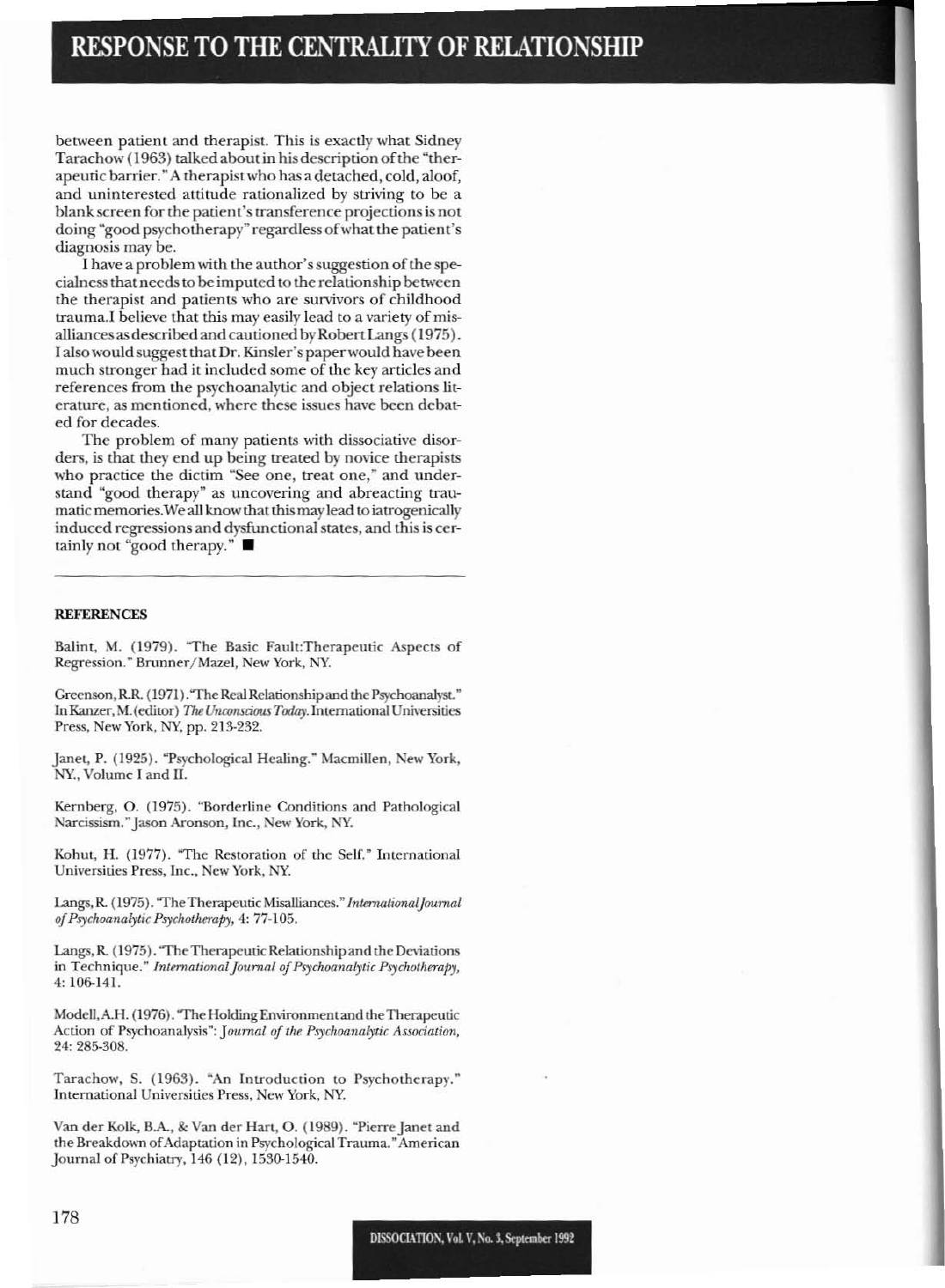between patient and therapist. This is exactly what Sidney Tarachow (1963) talked about in his description of the "therapeutic barrier." A therapist who has a detached, cold, aloof, and uninterested attitude rationalized by striving to be a blank screen for the patient's transference projections is not doing "good psychotherapy" regardless of what the patient's diagnosis may be.

I have a problem with the author's suggestion of the specialness that needs to be imputed to the relationship between the therapist and patients who are survivors of childhood trauma.I believe that this may easily lead to a variety of misalliances as described and cautioned by Robert Langs (1975). I also would suggest that Dr. Kinsler's paper would have been much stronger had it included some of the key articles and references from the psychoanalytic and object relations literature, as mentioned, where these issues have been debated for decades.

The problem of many patients with dissociative disorders, is that they end up being treated by novice therapists who practice the dictim "See one, treat one," and understand "good therapy" as uncovering and abreacting traumatic memories.We all know that this may lead to iatrogenically induced regressions and dysfunctional states, and this is certainly not "good therapy." ■

## REFERENCES

Balint, M. (1979). "The Basic Fault:Therapeutic Aspects of Regression." Brunner/Mazel, New York, NY.

Greenson, R.R. (1971)."The Real Relationship and the Psychoanalyst." In Kanzer, M. (editor) *The Unconscious Today*. International Universities Press, New York, NY, pp. 213-232.

Janet, P. (1925). "Psychological Healing." Macmillen, New York, NY., Volume I and II.

Kernberg, O. (1975). "Borderline Conditions and Pathological Narcissism." Jason Aronson, Inc., New York, NY.

Kohut, H. (1977). "The Restoration of the Self." International Universities Press, Inc., New York, NY.

Langs, R. (1975). "The Therapeutic Misalliances." *International Journal of Psychoanalytic Psychotherapy*, 4: 77-105.

Langs, R. (1975). "The Therapeutic Relationship and the Deviations in Technique." *International Journal of Psychoanalytic Psychotherapy*, 4: 106-141.

Modell, A.H. (1976). "The Holding Environment and the Therapeutic Action of Psychoanalysis": *Journal of the Psychoanalytic Association*, 24: 285-308.

Tarachow, S. (1963). "An Introduction to Psychotherapy." International Universities Press, New York, NY.

Van der Kolk, B.A., & Van der Hart, O. (1989). "Pierre Janet and the Breakdown of Adaptation in Psychological Trauma." American Journal of Psychiatry, 146 (12), 1530-1540.